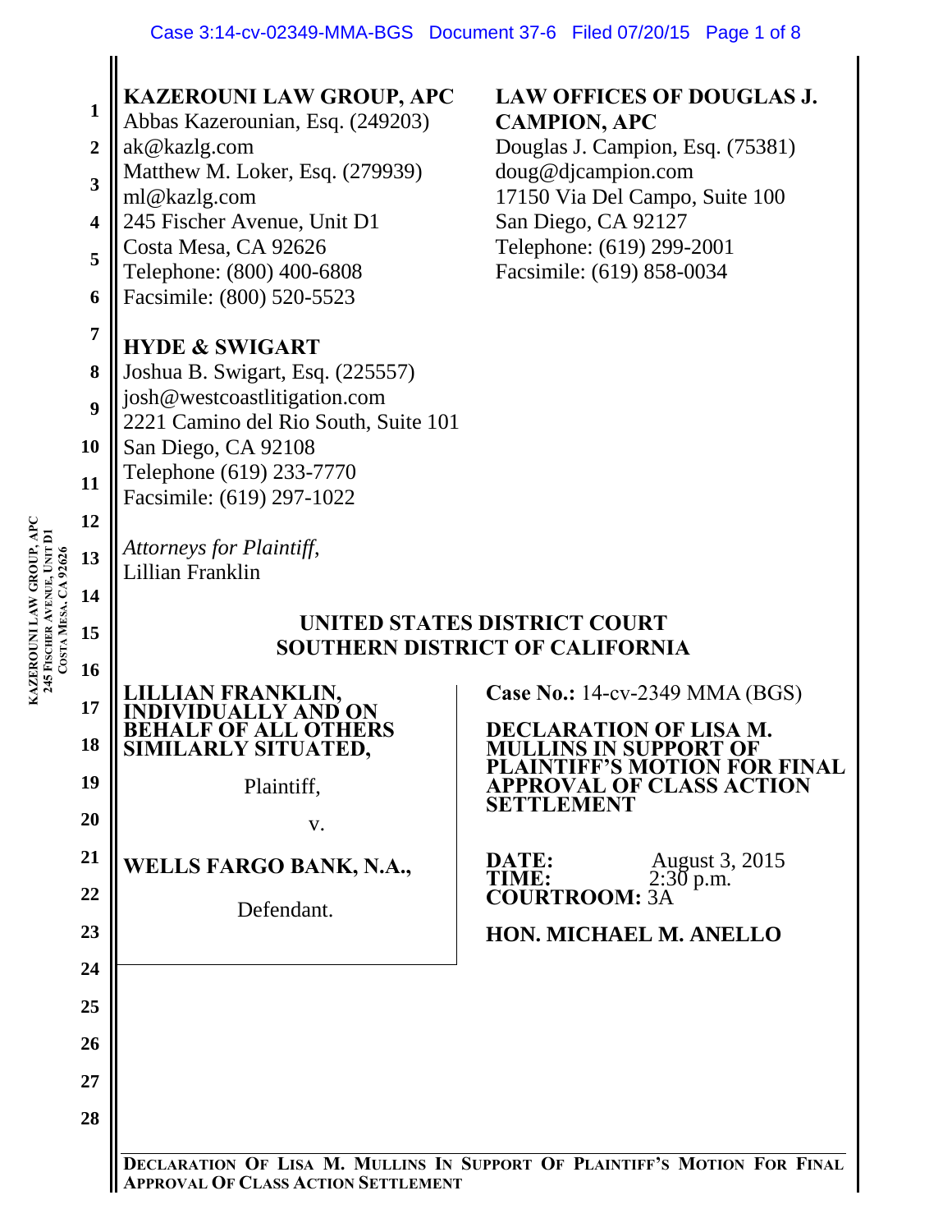**KAZEROUNI LAW GROUP, APC**
Abbas Kazerounian, Esq. (249203)
ak@kazlg.com
Matthew M. Loker, Esq. (279939)
ml@kazlg.com
245 Fischer Avenue, Unit D1
Costa Mesa, CA 92626
Telephone: (800) 400-6808
Facsimile: (800) 520-5523

**LAW OFFICES OF DOUGLAS J. CAMPION, APC**
Douglas J. Campion, Esq. (75381)
doug@djcampion.com
17150 Via Del Campo, Suite 100
San Diego, CA 92127
Telephone: (619) 299-2001
Facsimile: (619) 858-0034

**HYDE & SWIGART**
Joshua B. Swigart, Esq. (225557)
josh@westcoastlitigation.com
2221 Camino del Rio South, Suite 101
San Diego, CA 92108
Telephone (619) 233-7770
Facsimile: (619) 297-1022

*Attorneys for Plaintiff,*
Lillian Franklin

**UNITED STATES DISTRICT COURT**
**SOUTHERN DISTRICT OF CALIFORNIA**

**LILLIAN FRANKLIN, INDIVIDUALLY AND ON BEHALF OF ALL OTHERS SIMILARLY SITUATED,**

Plaintiff,

v.

**WELLS FARGO BANK, N.A.,**

Defendant.

**Case No.:** 14-cv-2349 MMA (BGS)

**DECLARATION OF LISA M. MULLINS IN SUPPORT OF PLAINTIFF'S MOTION FOR FINAL APPROVAL OF CLASS ACTION SETTLEMENT**

**DATE:** August 3, 2015
**TIME:** 2:30 p.m.
**COURTROOM:** 3A

**HON. MICHAEL M. ANELLO**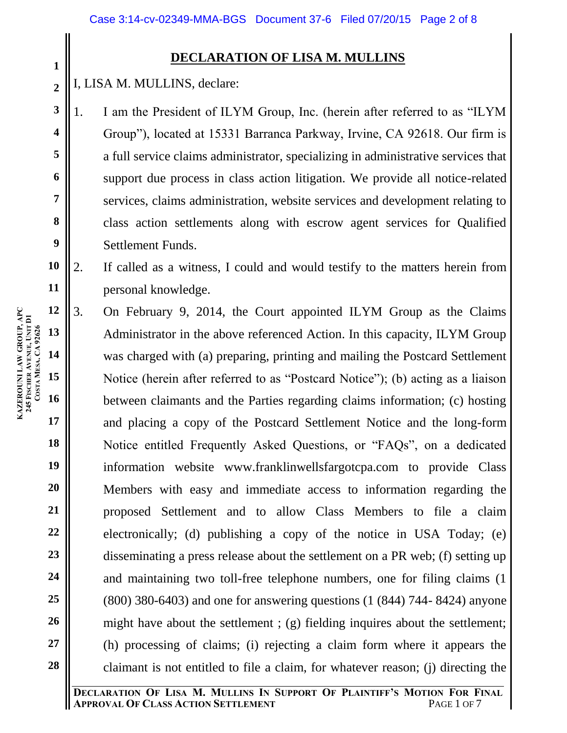## DECLARATION OF LISA M. MULLINS

I, LISA M. MULLINS, declare:

1. I am the President of ILYM Group, Inc. (herein after referred to as "ILYM Group"), located at 15331 Barranca Parkway, Irvine, CA 92618. Our firm is a full service claims administrator, specializing in administrative services that support due process in class action litigation. We provide all notice-related services, claims administration, website services and development relating to class action settlements along with escrow agent services for Qualified Settlement Funds.

2. If called as a witness, I could and would testify to the matters herein from personal knowledge.

3. On February 9, 2014, the Court appointed ILYM Group as the Claims Administrator in the above referenced Action. In this capacity, ILYM Group was charged with (a) preparing, printing and mailing the Postcard Settlement Notice (herein after referred to as "Postcard Notice"); (b) acting as a liaison between claimants and the Parties regarding claims information; (c) hosting and placing a copy of the Postcard Settlement Notice and the long-form Notice entitled Frequently Asked Questions, or "FAQs", on a dedicated information website www.franklinwellsfargotcpa.com to provide Class Members with easy and immediate access to information regarding the proposed Settlement and to allow Class Members to file a claim electronically; (d) publishing a copy of the notice in USA Today; (e) disseminating a press release about the settlement on a PR web; (f) setting up and maintaining two toll-free telephone numbers, one for filing claims (1 (800) 380-6403) and one for answering questions (1 (844) 744- 8424) anyone might have about the settlement ; (g) fielding inquires about the settlement; (h) processing of claims; (i) rejecting a claim form where it appears the claimant is not entitled to file a claim, for whatever reason; (j) directing the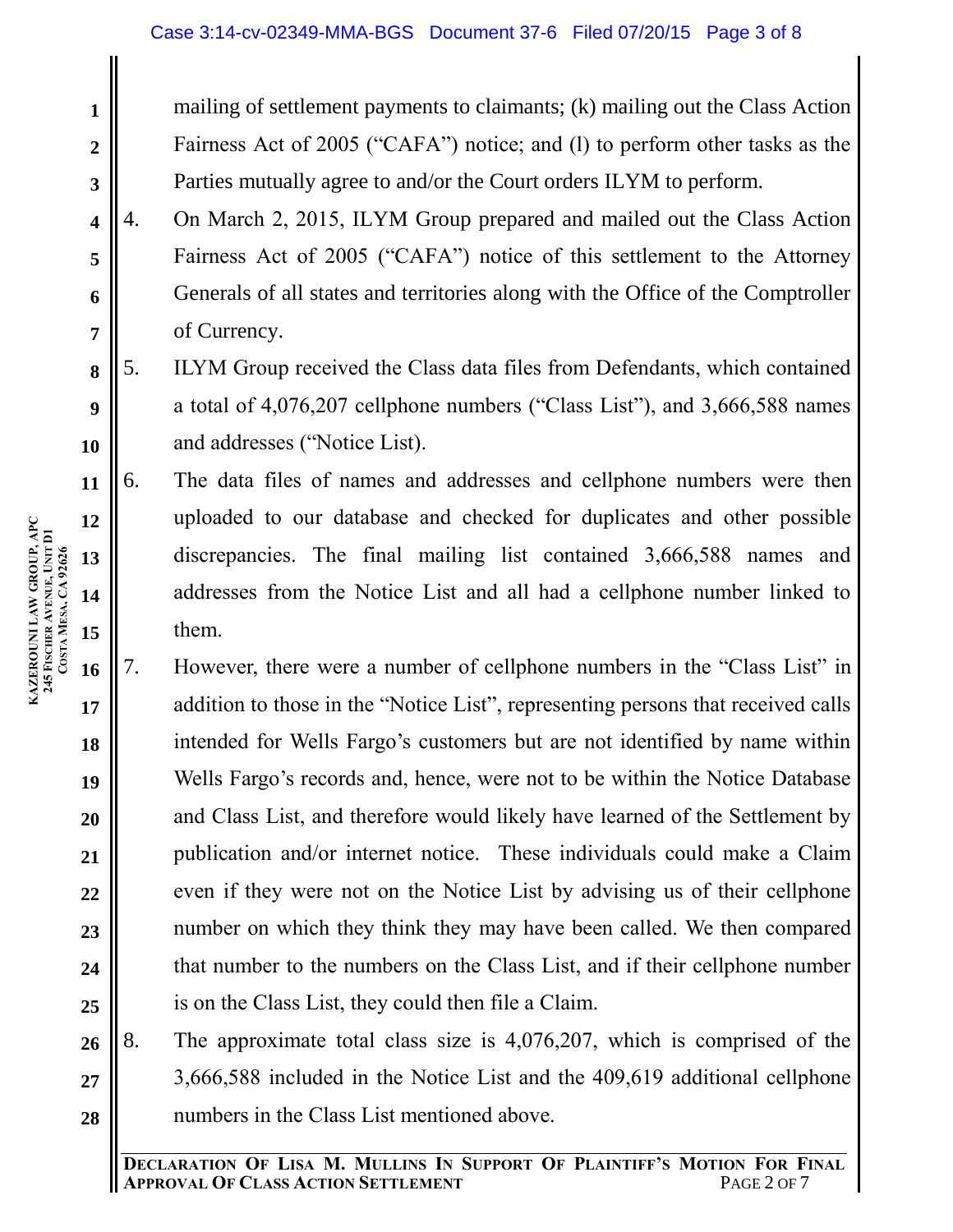mailing of settlement payments to claimants; (k) mailing out the Class Action Fairness Act of 2005 ("CAFA") notice; and (l) to perform other tasks as the Parties mutually agree to and/or the Court orders ILYM to perform.

4. On March 2, 2015, ILYM Group prepared and mailed out the Class Action Fairness Act of 2005 ("CAFA") notice of this settlement to the Attorney Generals of all states and territories along with the Office of the Comptroller of Currency.

5. ILYM Group received the Class data files from Defendants, which contained a total of 4,076,207 cellphone numbers ("Class List"), and 3,666,588 names and addresses ("Notice List).

6. The data files of names and addresses and cellphone numbers were then uploaded to our database and checked for duplicates and other possible discrepancies. The final mailing list contained 3,666,588 names and addresses from the Notice List and all had a cellphone number linked to them.

7. However, there were a number of cellphone numbers in the "Class List" in addition to those in the "Notice List", representing persons that received calls intended for Wells Fargo's customers but are not identified by name within Wells Fargo's records and, hence, were not to be within the Notice Database and Class List, and therefore would likely have learned of the Settlement by publication and/or internet notice. These individuals could make a Claim even if they were not on the Notice List by advising us of their cellphone number on which they think they may have been called. We then compared that number to the numbers on the Class List, and if their cellphone number is on the Class List, they could then file a Claim.

8. The approximate total class size is 4,076,207, which is comprised of the 3,666,588 included in the Notice List and the 409,619 additional cellphone numbers in the Class List mentioned above.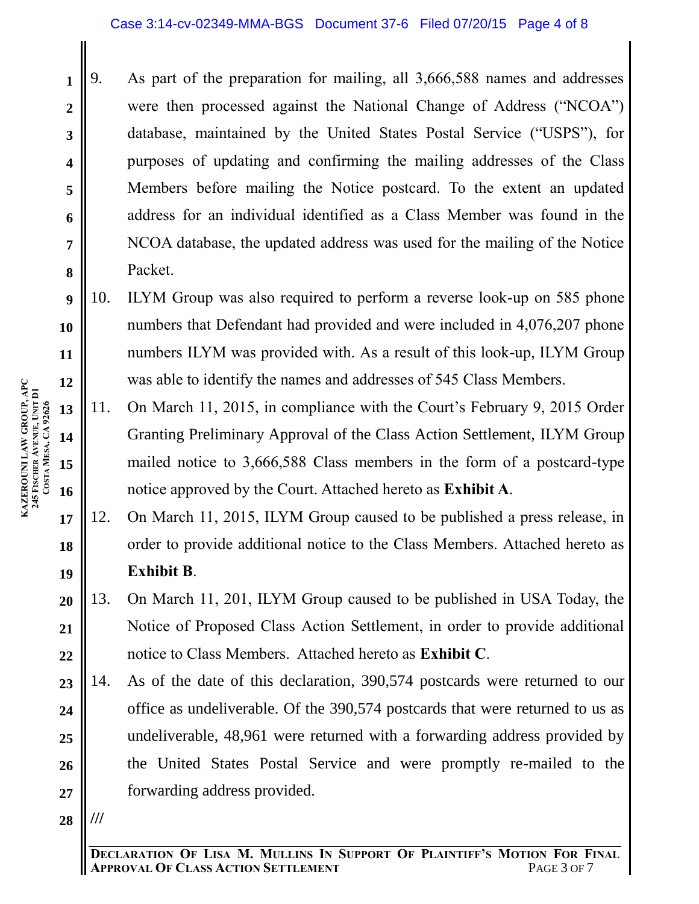9. As part of the preparation for mailing, all 3,666,588 names and addresses were then processed against the National Change of Address ("NCOA") database, maintained by the United States Postal Service ("USPS"), for purposes of updating and confirming the mailing addresses of the Class Members before mailing the Notice postcard. To the extent an updated address for an individual identified as a Class Member was found in the NCOA database, the updated address was used for the mailing of the Notice Packet.

10. ILYM Group was also required to perform a reverse look-up on 585 phone numbers that Defendant had provided and were included in 4,076,207 phone numbers ILYM was provided with. As a result of this look-up, ILYM Group was able to identify the names and addresses of 545 Class Members.

11. On March 11, 2015, in compliance with the Court's February 9, 2015 Order Granting Preliminary Approval of the Class Action Settlement, ILYM Group mailed notice to 3,666,588 Class members in the form of a postcard-type notice approved by the Court. Attached hereto as **Exhibit A**.

12. On March 11, 2015, ILYM Group caused to be published a press release, in order to provide additional notice to the Class Members. Attached hereto as **Exhibit B**.

13. On March 11, 201, ILYM Group caused to be published in USA Today, the Notice of Proposed Class Action Settlement, in order to provide additional notice to Class Members. Attached hereto as **Exhibit C**.

14. As of the date of this declaration, 390,574 postcards were returned to our office as undeliverable. Of the 390,574 postcards that were returned to us as undeliverable, 48,961 were returned with a forwarding address provided by the United States Postal Service and were promptly re-mailed to the forwarding address provided.

///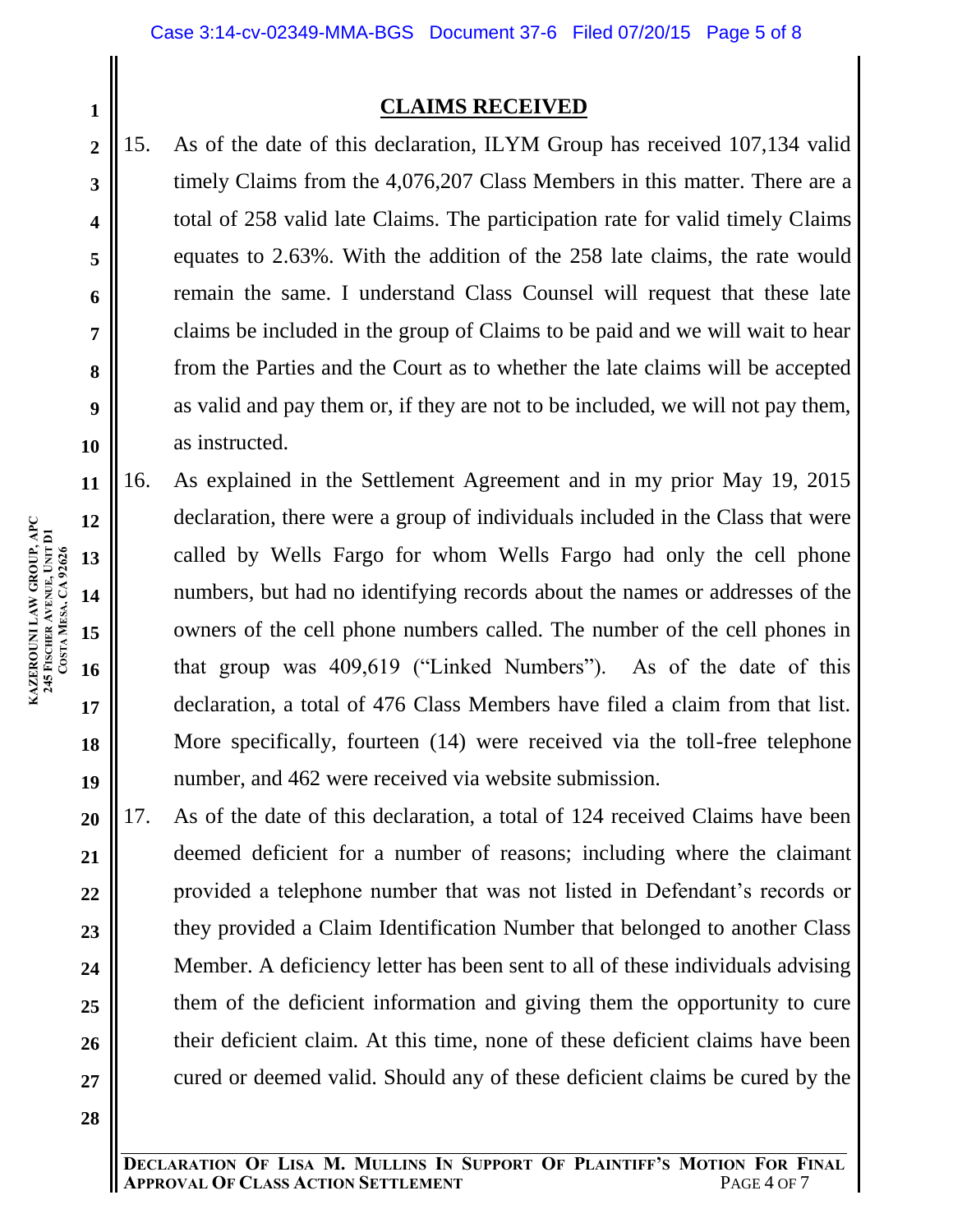## CLAIMS RECEIVED

15. As of the date of this declaration, ILYM Group has received 107,134 valid timely Claims from the 4,076,207 Class Members in this matter. There are a total of 258 valid late Claims. The participation rate for valid timely Claims equates to 2.63%. With the addition of the 258 late claims, the rate would remain the same. I understand Class Counsel will request that these late claims be included in the group of Claims to be paid and we will wait to hear from the Parties and the Court as to whether the late claims will be accepted as valid and pay them or, if they are not to be included, we will not pay them, as instructed.

16. As explained in the Settlement Agreement and in my prior May 19, 2015 declaration, there were a group of individuals included in the Class that were called by Wells Fargo for whom Wells Fargo had only the cell phone numbers, but had no identifying records about the names or addresses of the owners of the cell phone numbers called. The number of the cell phones in that group was 409,619 ("Linked Numbers"). As of the date of this declaration, a total of 476 Class Members have filed a claim from that list. More specifically, fourteen (14) were received via the toll-free telephone number, and 462 were received via website submission.

17. As of the date of this declaration, a total of 124 received Claims have been deemed deficient for a number of reasons; including where the claimant provided a telephone number that was not listed in Defendant's records or they provided a Claim Identification Number that belonged to another Class Member. A deficiency letter has been sent to all of these individuals advising them of the deficient information and giving them the opportunity to cure their deficient claim. At this time, none of these deficient claims have been cured or deemed valid. Should any of these deficient claims be cured by the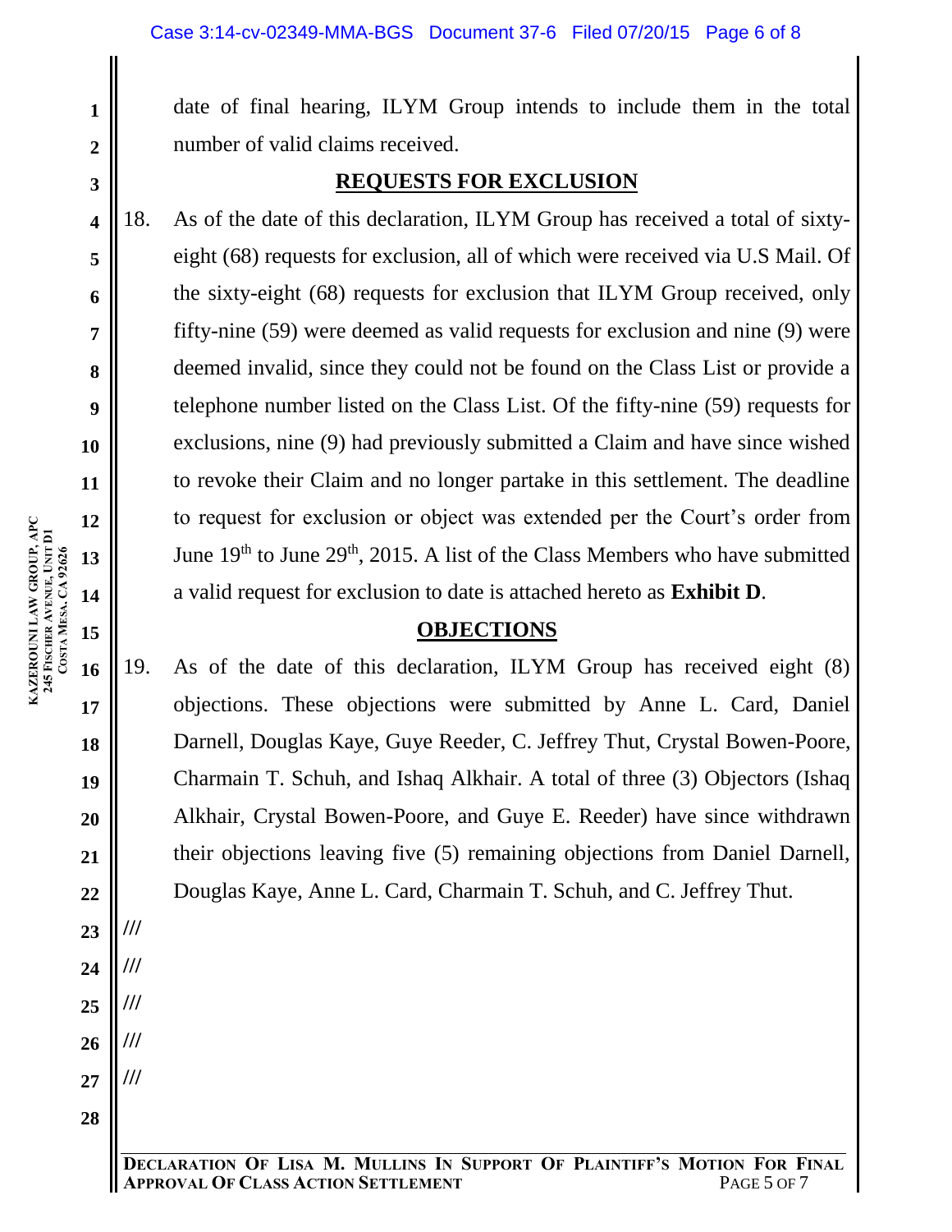date of final hearing, ILYM Group intends to include them in the total number of valid claims received.

## REQUESTS FOR EXCLUSION

18. As of the date of this declaration, ILYM Group has received a total of sixty-eight (68) requests for exclusion, all of which were received via U.S Mail. Of the sixty-eight (68) requests for exclusion that ILYM Group received, only fifty-nine (59) were deemed as valid requests for exclusion and nine (9) were deemed invalid, since they could not be found on the Class List or provide a telephone number listed on the Class List. Of the fifty-nine (59) requests for exclusions, nine (9) had previously submitted a Claim and have since wished to revoke their Claim and no longer partake in this settlement. The deadline to request for exclusion or object was extended per the Court's order from June 19th to June 29th, 2015. A list of the Class Members who have submitted a valid request for exclusion to date is attached hereto as **Exhibit D**.

## OBJECTIONS

19. As of the date of this declaration, ILYM Group has received eight (8) objections. These objections were submitted by Anne L. Card, Daniel Darnell, Douglas Kaye, Guye Reeder, C. Jeffrey Thut, Crystal Bowen-Poore, Charmain T. Schuh, and Ishaq Alkhair. A total of three (3) Objectors (Ishaq Alkhair, Crystal Bowen-Poore, and Guye E. Reeder) have since withdrawn their objections leaving five (5) remaining objections from Daniel Darnell, Douglas Kaye, Anne L. Card, Charmain T. Schuh, and C. Jeffrey Thut.

///

///

///

///

///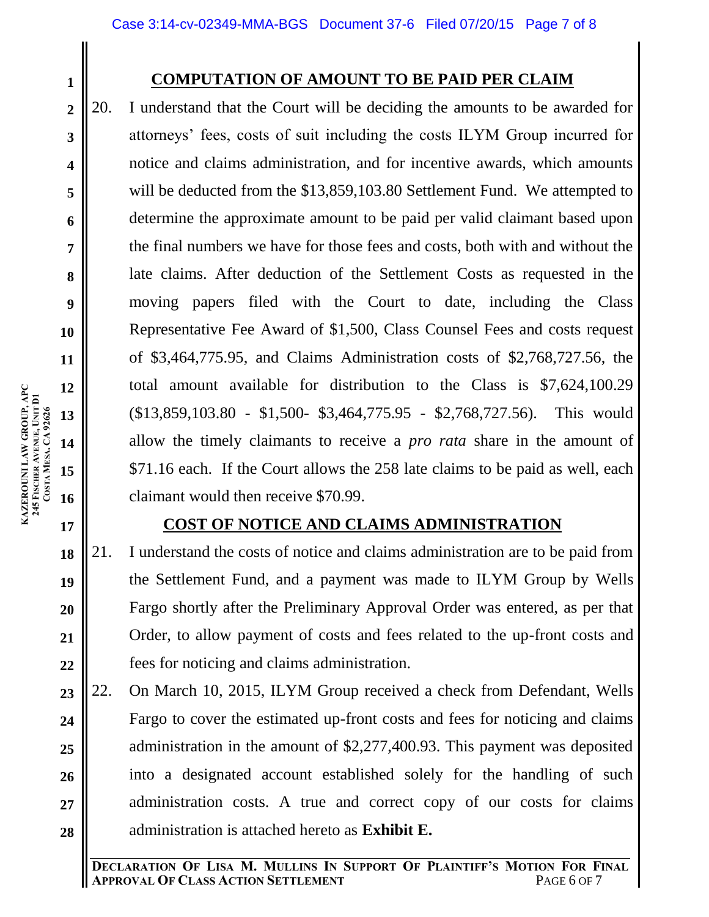## COMPUTATION OF AMOUNT TO BE PAID PER CLAIM

20. I understand that the Court will be deciding the amounts to be awarded for attorneys' fees, costs of suit including the costs ILYM Group incurred for notice and claims administration, and for incentive awards, which amounts will be deducted from the $13,859,103.80 Settlement Fund. We attempted to determine the approximate amount to be paid per valid claimant based upon the final numbers we have for those fees and costs, both with and without the late claims. After deduction of the Settlement Costs as requested in the moving papers filed with the Court to date, including the Class Representative Fee Award of $1,500, Class Counsel Fees and costs request of $3,464,775.95, and Claims Administration costs of $2,768,727.56, the total amount available for distribution to the Class is $7,624,100.29 ($13,859,103.80 - $1,500- $3,464,775.95 - $2,768,727.56). This would allow the timely claimants to receive a *pro rata* share in the amount of $71.16 each. If the Court allows the 258 late claims to be paid as well, each claimant would then receive $70.99.

## COST OF NOTICE AND CLAIMS ADMINISTRATION

21. I understand the costs of notice and claims administration are to be paid from the Settlement Fund, and a payment was made to ILYM Group by Wells Fargo shortly after the Preliminary Approval Order was entered, as per that Order, to allow payment of costs and fees related to the up-front costs and fees for noticing and claims administration.

22. On March 10, 2015, ILYM Group received a check from Defendant, Wells Fargo to cover the estimated up-front costs and fees for noticing and claims administration in the amount of $2,277,400.93. This payment was deposited into a designated account established solely for the handling of such administration costs. A true and correct copy of our costs for claims administration is attached hereto as **Exhibit E.**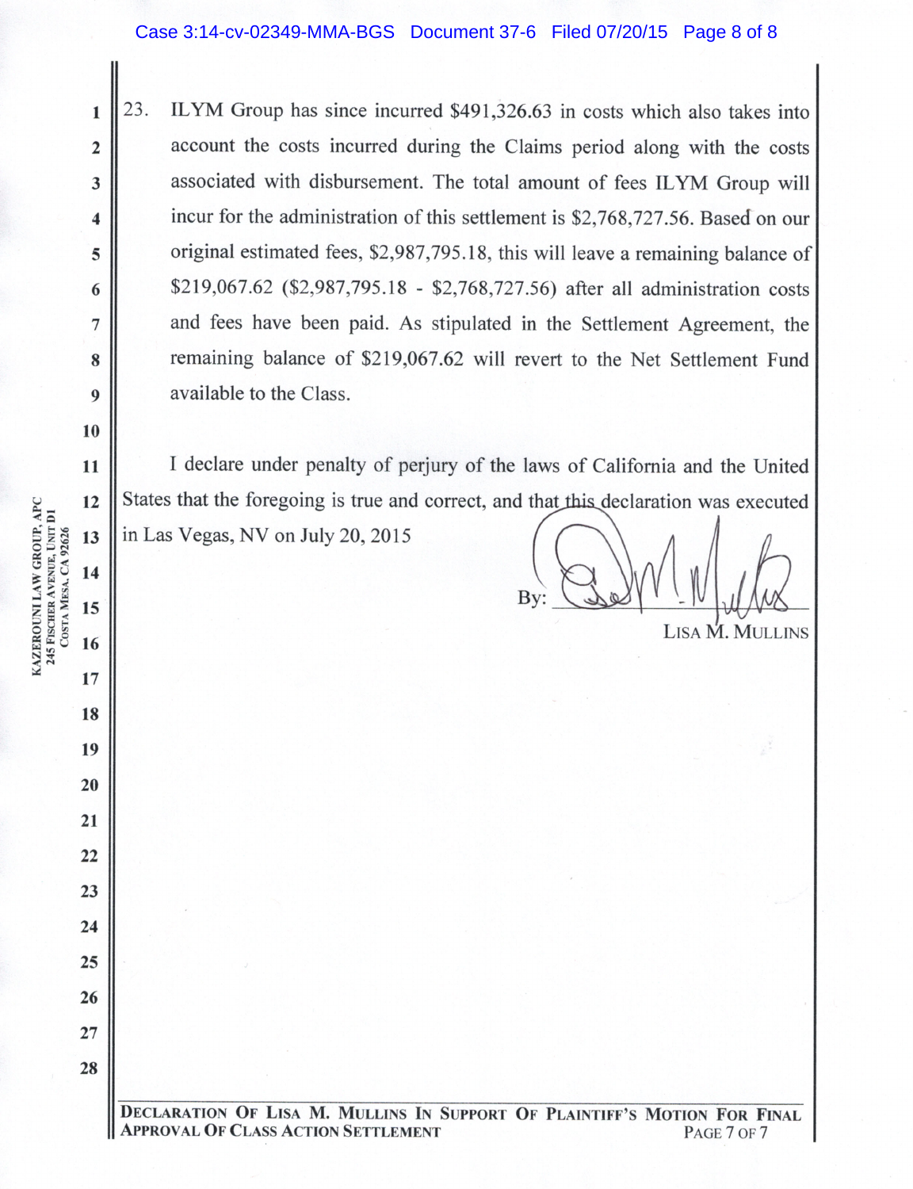23. ILYM Group has since incurred $491,326.63 in costs which also takes into account the costs incurred during the Claims period along with the costs associated with disbursement. The total amount of fees ILYM Group will incur for the administration of this settlement is $2,768,727.56. Based on our original estimated fees, $2,987,795.18, this will leave a remaining balance of $219,067.62 ($2,987,795.18 - $2,768,727.56) after all administration costs and fees have been paid. As stipulated in the Settlement Agreement, the remaining balance of $219,067.62 will revert to the Net Settlement Fund available to the Class.

I declare under penalty of perjury of the laws of California and the United States that the foregoing is true and correct, and that this declaration was executed in Las Vegas, NV on July 20, 2015

By: ____________________

LISA M. MULLINS